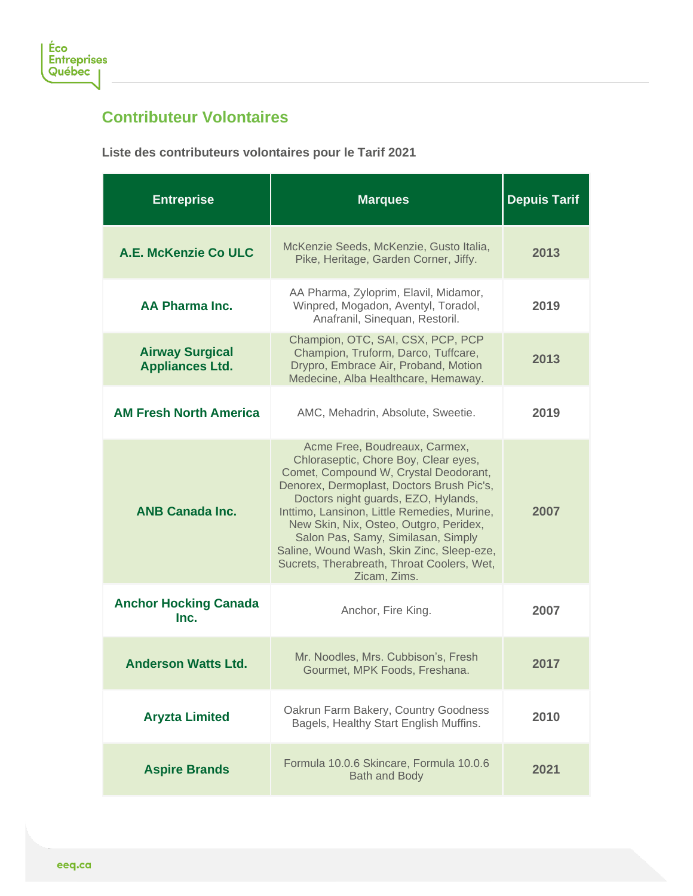## Contributeur Volontaires

**Liste des contributeurs volontaires pour le Tarif 2021**

| Entreprise | Marques | Depuis Tarif |
|---|---|---|
| **A.E. McKenzie Co ULC** | McKenzie Seeds, McKenzie, Gusto Italia, Pike, Heritage, Garden Corner, Jiffy. | **2013** |
| **AA Pharma Inc.** | AA Pharma, Zyloprim, Elavil, Midamor, Winpred, Mogadon, Aventyl, Toradol, Anafranil, Sinequan, Restoril. | **2019** |
| **Airway Surgical Appliances Ltd.** | Champion, OTC, SAI, CSX, PCP, PCP Champion, Truform, Darco, Tuffcare, Drypro, Embrace Air, Proband, Motion Medecine, Alba Healthcare, Hemaway. | **2013** |
| **AM Fresh North America** | AMC, Mehadrin, Absolute, Sweetie. | **2019** |
| **ANB Canada Inc.** | Acme Free, Boudreaux, Carmex, Chloraseptic, Chore Boy, Clear eyes, Comet, Compound W, Crystal Deodorant, Denorex, Dermoplast, Doctors Brush Pic's, Doctors night guards, EZO, Hylands, Inttimo, Lansinon, Little Remedies, Murine, New Skin, Nix, Osteo, Outgro, Peridex, Salon Pas, Samy, Similasan, Simply Saline, Wound Wash, Skin Zinc, Sleep-eze, Sucrets, Therabreath, Throat Coolers, Wet, Zicam, Zims. | **2007** |
| **Anchor Hocking Canada Inc.** | Anchor, Fire King. | **2007** |
| **Anderson Watts Ltd.** | Mr. Noodles, Mrs. Cubbison's, Fresh Gourmet, MPK Foods, Freshana. | **2017** |
| **Aryzta Limited** | Oakrun Farm Bakery, Country Goodness Bagels, Healthy Start English Muffins. | **2010** |
| **Aspire Brands** | Formula 10.0.6 Skincare, Formula 10.0.6 Bath and Body | **2021** |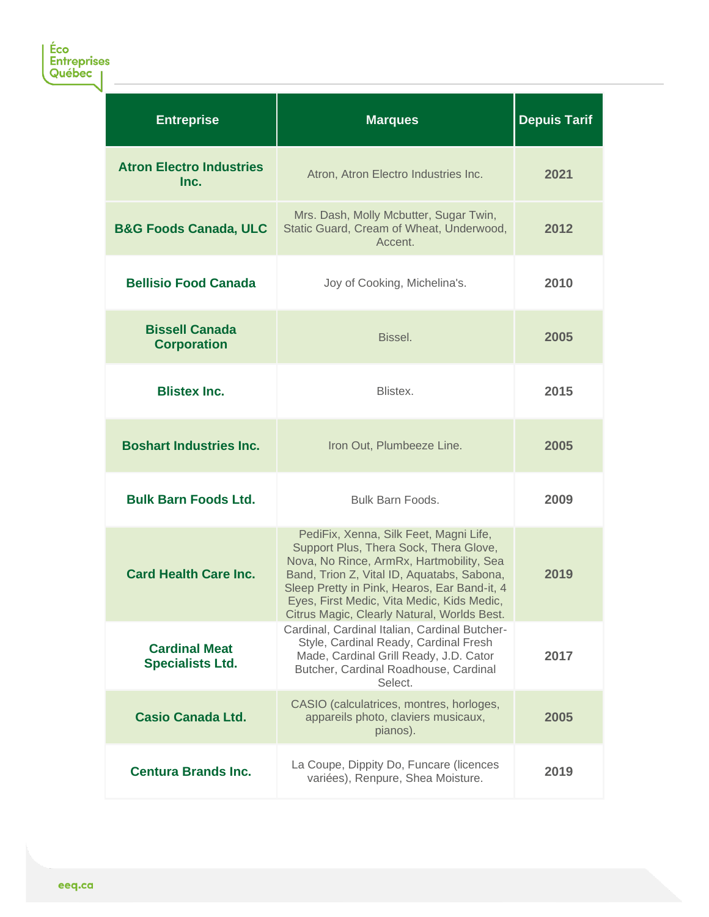| Entreprise | Marques | Depuis Tarif |
| --- | --- | --- |
| **Atron Electro Industries Inc.** | Atron, Atron Electro Industries Inc. | **2021** |
| **B&G Foods Canada, ULC** | Mrs. Dash, Molly Mcbutter, Sugar Twin, Static Guard, Cream of Wheat, Underwood, Accent. | **2012** |
| **Bellisio Food Canada** | Joy of Cooking, Michelina's. | **2010** |
| **Bissell Canada Corporation** | Bissel. | **2005** |
| **Blistex Inc.** | Blistex. | **2015** |
| **Boshart Industries Inc.** | Iron Out, Plumbeeze Line. | **2005** |
| **Bulk Barn Foods Ltd.** | Bulk Barn Foods. | **2009** |
| **Card Health Care Inc.** | PediFix, Xenna, Silk Feet, Magni Life, Support Plus, Thera Sock, Thera Glove, Nova, No Rince, ArmRx, Hartmobility, Sea Band, Trion Z, Vital ID, Aquatabs, Sabona, Sleep Pretty in Pink, Hearos, Ear Band-it, 4 Eyes, First Medic, Vita Medic, Kids Medic, Citrus Magic, Clearly Natural, Worlds Best. | **2019** |
| **Cardinal Meat Specialists Ltd.** | Cardinal, Cardinal Italian, Cardinal Butcher-Style, Cardinal Ready, Cardinal Fresh Made, Cardinal Grill Ready, J.D. Cator Butcher, Cardinal Roadhouse, Cardinal Select. | **2017** |
| **Casio Canada Ltd.** | CASIO (calculatrices, montres, horloges, appareils photo, claviers musicaux, pianos). | **2005** |
| **Centura Brands Inc.** | La Coupe, Dippity Do, Funcare (licences variées), Renpure, Shea Moisture. | **2019** |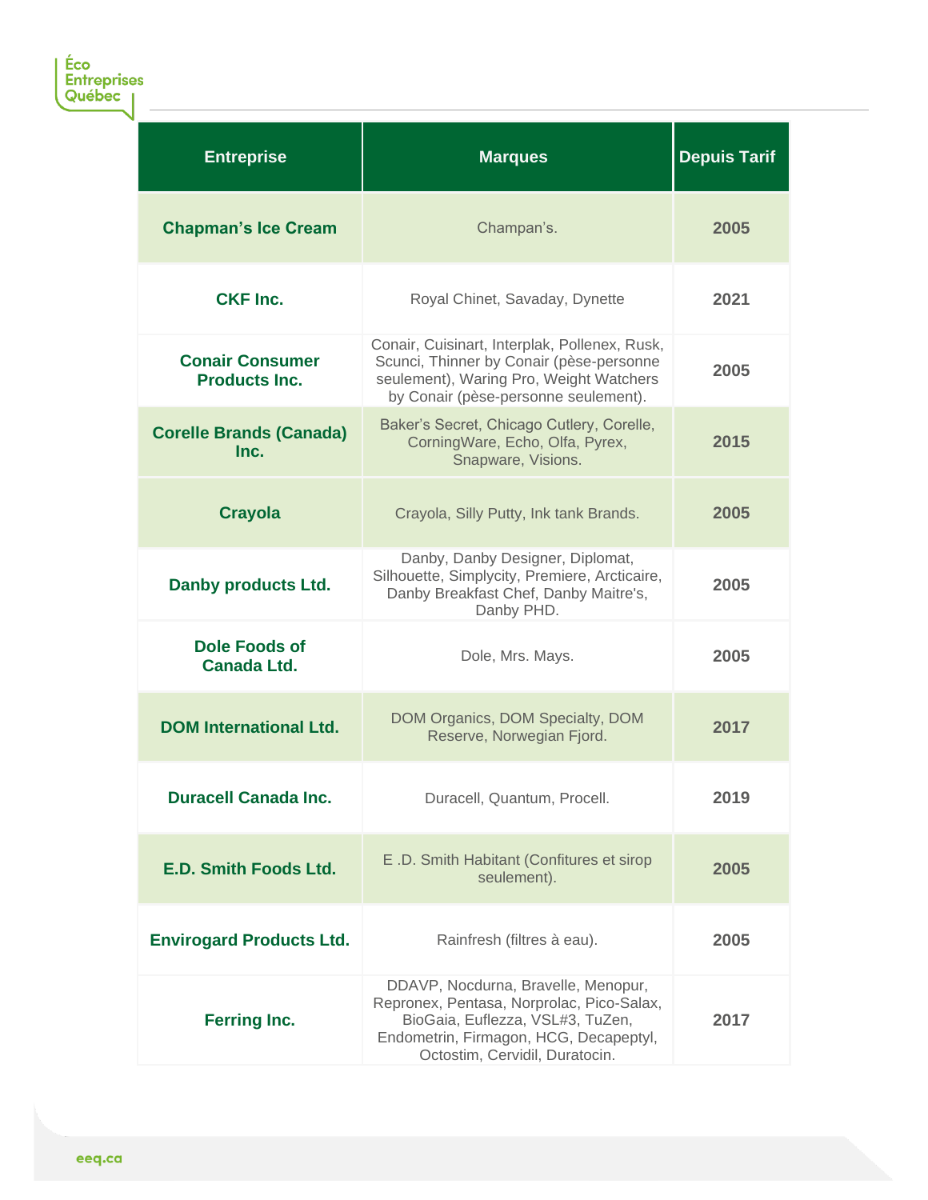| Entreprise | Marques | Depuis Tarif |
|---|---|---|
| **Chapman's Ice Cream** | Champan's. | **2005** |
| **CKF Inc.** | Royal Chinet, Savaday, Dynette | **2021** |
| **Conair Consumer Products Inc.** | Conair, Cuisinart, Interplak, Pollenex, Rusk, Scunci, Thinner by Conair (pèse-personne seulement), Waring Pro, Weight Watchers by Conair (pèse-personne seulement). | **2005** |
| **Corelle Brands (Canada) Inc.** | Baker's Secret, Chicago Cutlery, Corelle, CorningWare, Echo, Olfa, Pyrex, Snapware, Visions. | **2015** |
| **Crayola** | Crayola, Silly Putty, Ink tank Brands. | **2005** |
| **Danby products Ltd.** | Danby, Danby Designer, Diplomat, Silhouette, Simplycity, Premiere, Arcticaire, Danby Breakfast Chef, Danby Maitre's, Danby PHD. | **2005** |
| **Dole Foods of Canada Ltd.** | Dole, Mrs. Mays. | **2005** |
| **DOM International Ltd.** | DOM Organics, DOM Specialty, DOM Reserve, Norwegian Fjord. | **2017** |
| **Duracell Canada Inc.** | Duracell, Quantum, Procell. | **2019** |
| **E.D. Smith Foods Ltd.** | E .D. Smith Habitant (Confitures et sirop seulement). | **2005** |
| **Envirogard Products Ltd.** | Rainfresh (filtres à eau). | **2005** |
| **Ferring Inc.** | DDAVP, Nocdurna, Bravelle, Menopur, Repronex, Pentasa, Norprolac, Pico-Salax, BioGaia, Euflezza, VSL#3, TuZen, Endometrin, Firmagon, HCG, Decapeptyl, Octostim, Cervidil, Duratocin. | **2017** |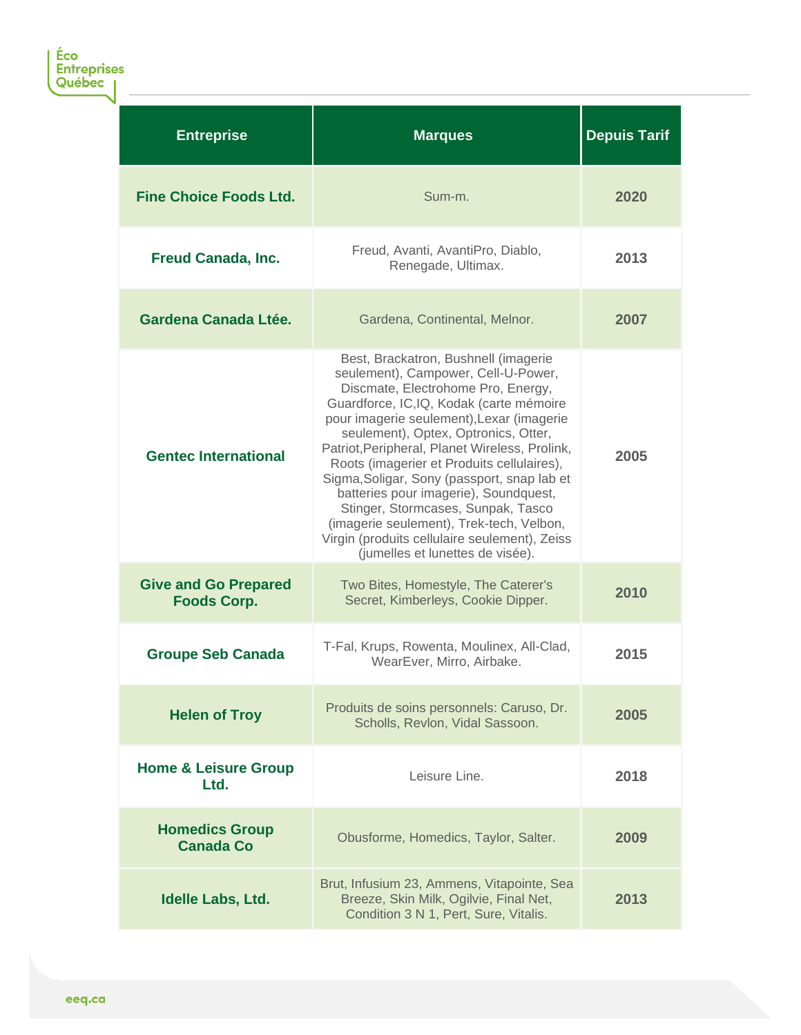| Entreprise | Marques | Depuis Tarif |
| --- | --- | --- |
| **Fine Choice Foods Ltd.** | Sum-m. | **2020** |
| **Freud Canada, Inc.** | Freud, Avanti, AvantiPro, Diablo, Renegade, Ultimax. | **2013** |
| **Gardena Canada Ltée.** | Gardena, Continental, Melnor. | **2007** |
| **Gentec International** | Best, Brackatron, Bushnell (imagerie seulement), Campower, Cell-U-Power, Discmate, Electrohome Pro, Energy, Guardforce, IC,IQ, Kodak (carte mémoire pour imagerie seulement),Lexar (imagerie seulement), Optex, Optronics, Otter, Patriot,Peripheral, Planet Wireless, Prolink, Roots (imagerier et Produits cellulaires), Sigma,Soligar, Sony (passport, snap lab et batteries pour imagerie), Soundquest, Stinger, Stormcases, Sunpak, Tasco (imagerie seulement), Trek-tech, Velbon, Virgin (produits cellulaire seulement), Zeiss (jumelles et lunettes de visée). | **2005** |
| **Give and Go Prepared Foods Corp.** | Two Bites, Homestyle, The Caterer's Secret, Kimberleys, Cookie Dipper. | **2010** |
| **Groupe Seb Canada** | T-Fal, Krups, Rowenta, Moulinex, All-Clad, WearEver, Mirro, Airbake. | **2015** |
| **Helen of Troy** | Produits de soins personnels: Caruso, Dr. Scholls, Revlon, Vidal Sassoon. | **2005** |
| **Home & Leisure Group Ltd.** | Leisure Line. | **2018** |
| **Homedics Group Canada Co** | Obusforme, Homedics, Taylor, Salter. | **2009** |
| **Idelle Labs, Ltd.** | Brut, Infusium 23, Ammens, Vitapointe, Sea Breeze, Skin Milk, Ogilvie, Final Net, Condition 3 N 1, Pert, Sure, Vitalis. | **2013** |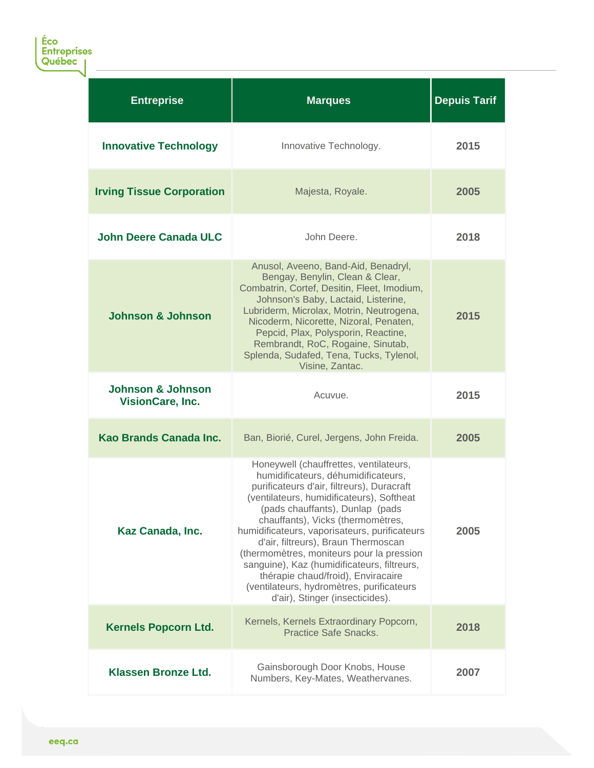| Entreprise | Marques | Depuis Tarif |
|---|---|---|
| **Innovative Technology** | Innovative Technology. | **2015** |
| **Irving Tissue Corporation** | Majesta, Royale. | **2005** |
| **John Deere Canada ULC** | John Deere. | **2018** |
| **Johnson & Johnson** | Anusol, Aveeno, Band-Aid, Benadryl, Bengay, Benylin, Clean & Clear, Combatrin, Cortef, Desitin, Fleet, Imodium, Johnson's Baby, Lactaid, Listerine, Lubriderm, Microlax, Motrin, Neutrogena, Nicoderm, Nicorette, Nizoral, Penaten, Pepcid, Plax, Polysporin, Reactine, Rembrandt, RoC, Rogaine, Sinutab, Splenda, Sudafed, Tena, Tucks, Tylenol, Visine, Zantac. | **2015** |
| **Johnson & Johnson VisionCare, Inc.** | Acuvue. | **2015** |
| **Kao Brands Canada Inc.** | Ban, Biorié, Curel, Jergens, John Freida. | **2005** |
| **Kaz Canada, Inc.** | Honeywell (chauffrettes, ventilateurs, humidificateurs, déhumidificateurs, purificateurs d'air, filtreurs), Duracraft (ventilateurs, humidificateurs), Softheat (pads chauffants), Dunlap (pads chauffants), Vicks (thermomètres, humidificateurs, vaporisateurs, purificateurs d'air, filtreurs), Braun Thermoscan (thermomètres, moniteurs pour la pression sanguine), Kaz (humidificateurs, filtreurs, thérapie chaud/froid), Enviracaire (ventilateurs, hydromètres, purificateurs d'air), Stinger (insecticides). | **2005** |
| **Kernels Popcorn Ltd.** | Kernels, Kernels Extraordinary Popcorn, Practice Safe Snacks. | **2018** |
| **Klassen Bronze Ltd.** | Gainsborough Door Knobs, House Numbers, Key-Mates, Weathervanes. | **2007** |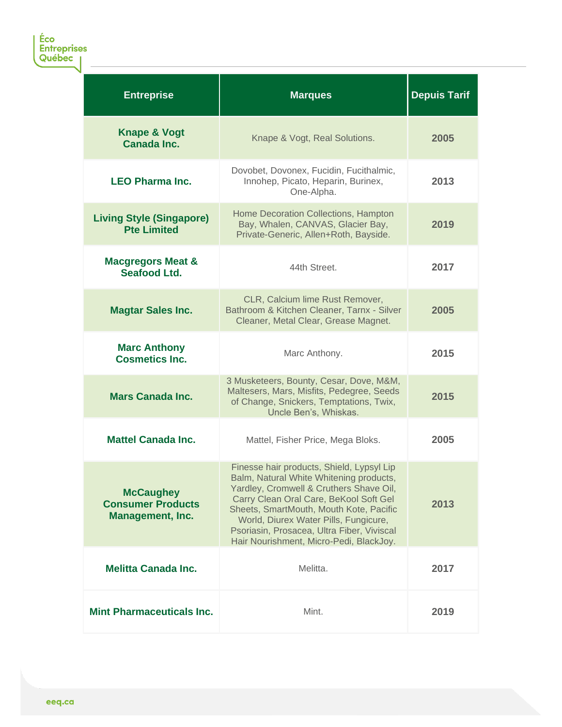| Entreprise | Marques | Depuis Tarif |
| --- | --- | --- |
| Knape & Vogt Canada Inc. | Knape & Vogt, Real Solutions. | 2005 |
| LEO Pharma Inc. | Dovobet, Dovonex, Fucidin, Fucithalmic, Innohep, Picato, Heparin, Burinex, One-Alpha. | 2013 |
| Living Style (Singapore) Pte Limited | Home Decoration Collections, Hampton Bay, Whalen, CANVAS, Glacier Bay, Private-Generic, Allen+Roth, Bayside. | 2019 |
| Macgregors Meat & Seafood Ltd. | 44th Street. | 2017 |
| Magtar Sales Inc. | CLR, Calcium lime Rust Remover, Bathroom & Kitchen Cleaner, Tarnx - Silver Cleaner, Metal Clear, Grease Magnet. | 2005 |
| Marc Anthony Cosmetics Inc. | Marc Anthony. | 2015 |
| Mars Canada Inc. | 3 Musketeers, Bounty, Cesar, Dove, M&M, Maltesers, Mars, Misfits, Pedegree, Seeds of Change, Snickers, Temptations, Twix, Uncle Ben's, Whiskas. | 2015 |
| Mattel Canada Inc. | Mattel, Fisher Price, Mega Bloks. | 2005 |
| McCaughey Consumer Products Management, Inc. | Finesse hair products, Shield, Lypsyl Lip Balm, Natural White Whitening products, Yardley, Cromwell & Cruthers Shave Oil, Carry Clean Oral Care, BeKool Soft Gel Sheets, SmartMouth, Mouth Kote, Pacific World, Diurex Water Pills, Fungicure, Psoriasin, Prosacea, Ultra Fiber, Viviscal Hair Nourishment, Micro-Pedi, BlackJoy. | 2013 |
| Melitta Canada Inc. | Melitta. | 2017 |
| Mint Pharmaceuticals Inc. | Mint. | 2019 |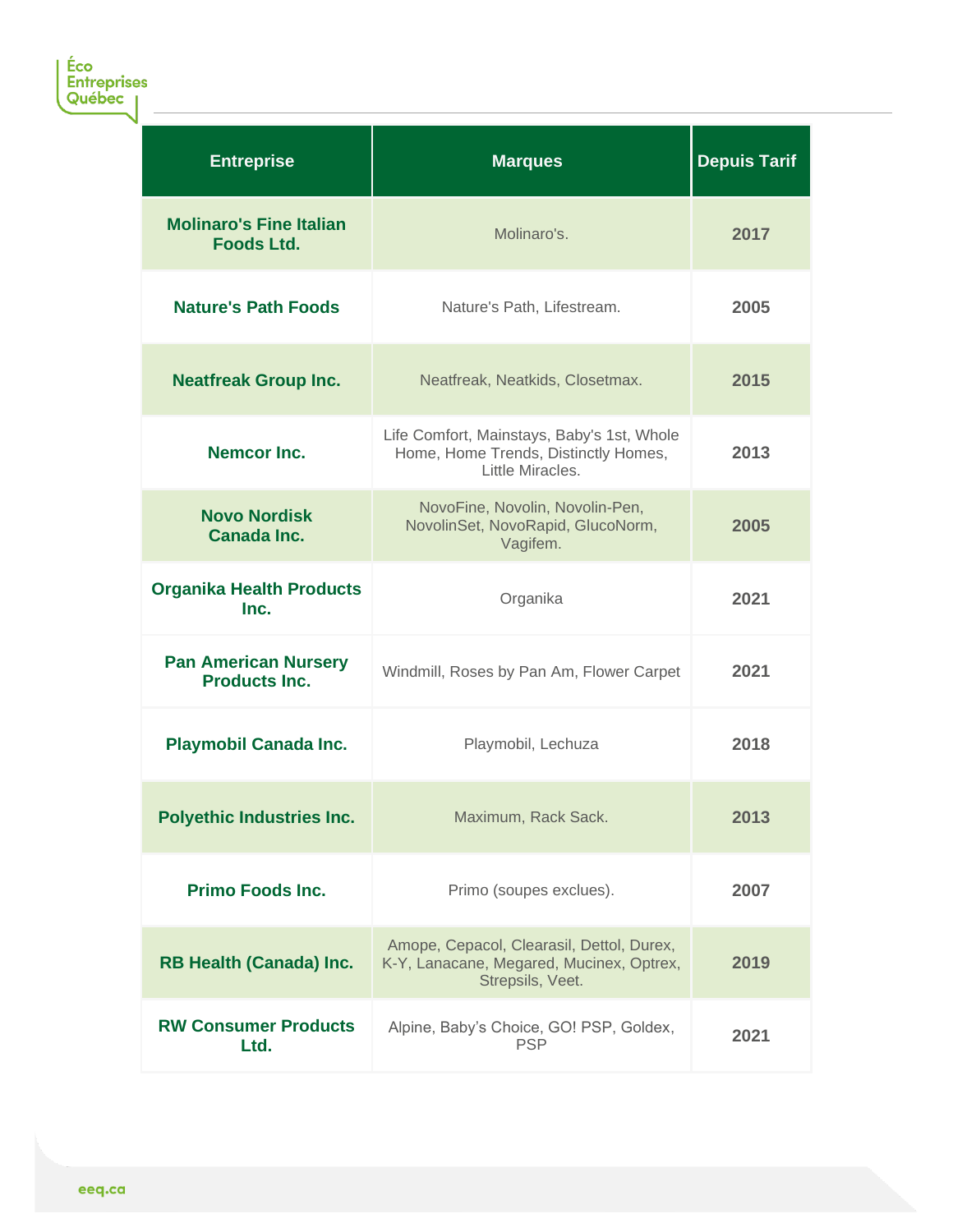| Entreprise | Marques | Depuis Tarif |
|---|---|---|
| **Molinaro's Fine Italian Foods Ltd.** | Molinaro's. | **2017** |
| **Nature's Path Foods** | Nature's Path, Lifestream. | **2005** |
| **Neatfreak Group Inc.** | Neatfreak, Neatkids, Closetmax. | **2015** |
| **Nemcor Inc.** | Life Comfort, Mainstays, Baby's 1st, Whole Home, Home Trends, Distinctly Homes, Little Miracles. | **2013** |
| **Novo Nordisk Canada Inc.** | NovoFine, Novolin, Novolin-Pen, NovolinSet, NovoRapid, GlucoNorm, Vagifem. | **2005** |
| **Organika Health Products Inc.** | Organika | **2021** |
| **Pan American Nursery Products Inc.** | Windmill, Roses by Pan Am, Flower Carpet | **2021** |
| **Playmobil Canada Inc.** | Playmobil, Lechuza | **2018** |
| **Polyethic Industries Inc.** | Maximum, Rack Sack. | **2013** |
| **Primo Foods Inc.** | Primo (soupes exclues). | **2007** |
| **RB Health (Canada) Inc.** | Amope, Cepacol, Clearasil, Dettol, Durex, K-Y, Lanacane, Megared, Mucinex, Optrex, Strepsils, Veet. | **2019** |
| **RW Consumer Products Ltd.** | Alpine, Baby's Choice, GO! PSP, Goldex, PSP | **2021** |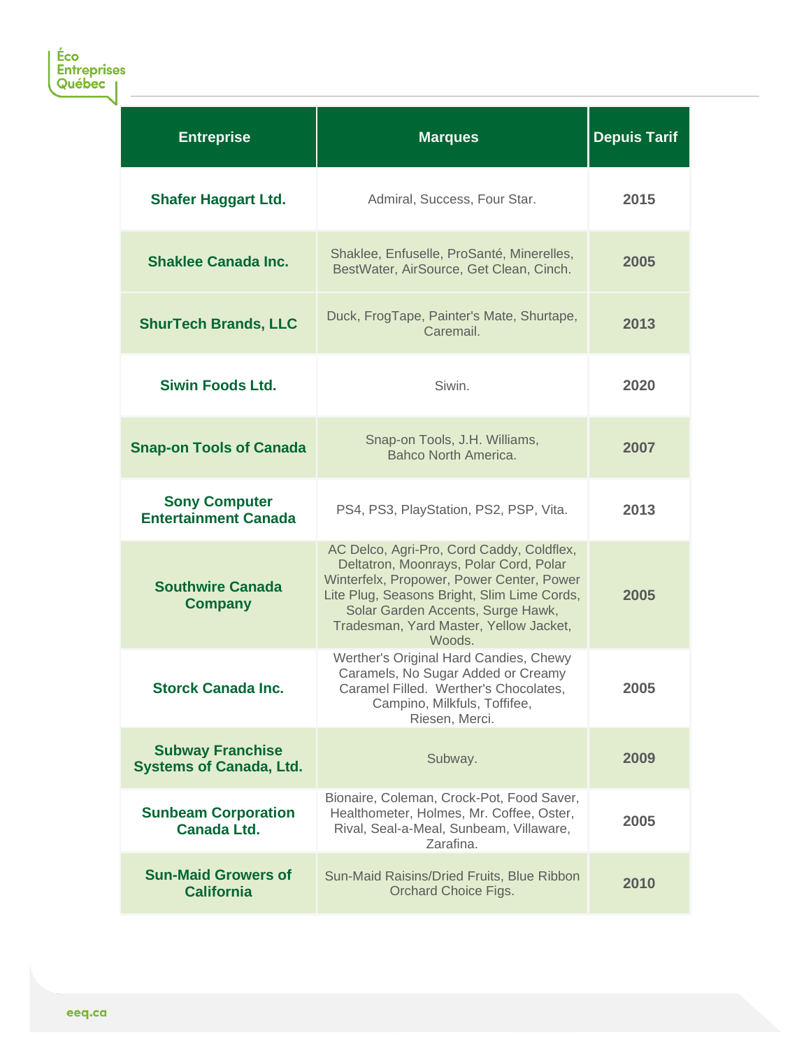| Entreprise | Marques | Depuis Tarif |
|---|---|---|
| **Shafer Haggart Ltd.** | Admiral, Success, Four Star. | **2015** |
| **Shaklee Canada Inc.** | Shaklee, Enfuselle, ProSanté, Minerelles, BestWater, AirSource, Get Clean, Cinch. | **2005** |
| **ShurTech Brands, LLC** | Duck, FrogTape, Painter's Mate, Shurtape, Caremail. | **2013** |
| **Siwin Foods Ltd.** | Siwin. | **2020** |
| **Snap-on Tools of Canada** | Snap-on Tools, J.H. Williams, Bahco North America. | **2007** |
| **Sony Computer Entertainment Canada** | PS4, PS3, PlayStation, PS2, PSP, Vita. | **2013** |
| **Southwire Canada Company** | AC Delco, Agri-Pro, Cord Caddy, Coldflex, Deltatron, Moonrays, Polar Cord, Polar Winterfelx, Propower, Power Center, Power Lite Plug, Seasons Bright, Slim Lime Cords, Solar Garden Accents, Surge Hawk, Tradesman, Yard Master, Yellow Jacket, Woods. | **2005** |
| **Storck Canada Inc.** | Werther's Original Hard Candies, Chewy Caramels, No Sugar Added or Creamy Caramel Filled. Werther's Chocolates, Campino, Milkfuls, Toffifee, Riesen, Merci. | **2005** |
| **Subway Franchise Systems of Canada, Ltd.** | Subway. | **2009** |
| **Sunbeam Corporation Canada Ltd.** | Bionaire, Coleman, Crock-Pot, Food Saver, Healthometer, Holmes, Mr. Coffee, Oster, Rival, Seal-a-Meal, Sunbeam, Villaware, Zarafina. | **2005** |
| **Sun-Maid Growers of California** | Sun-Maid Raisins/Dried Fruits, Blue Ribbon Orchard Choice Figs. | **2010** |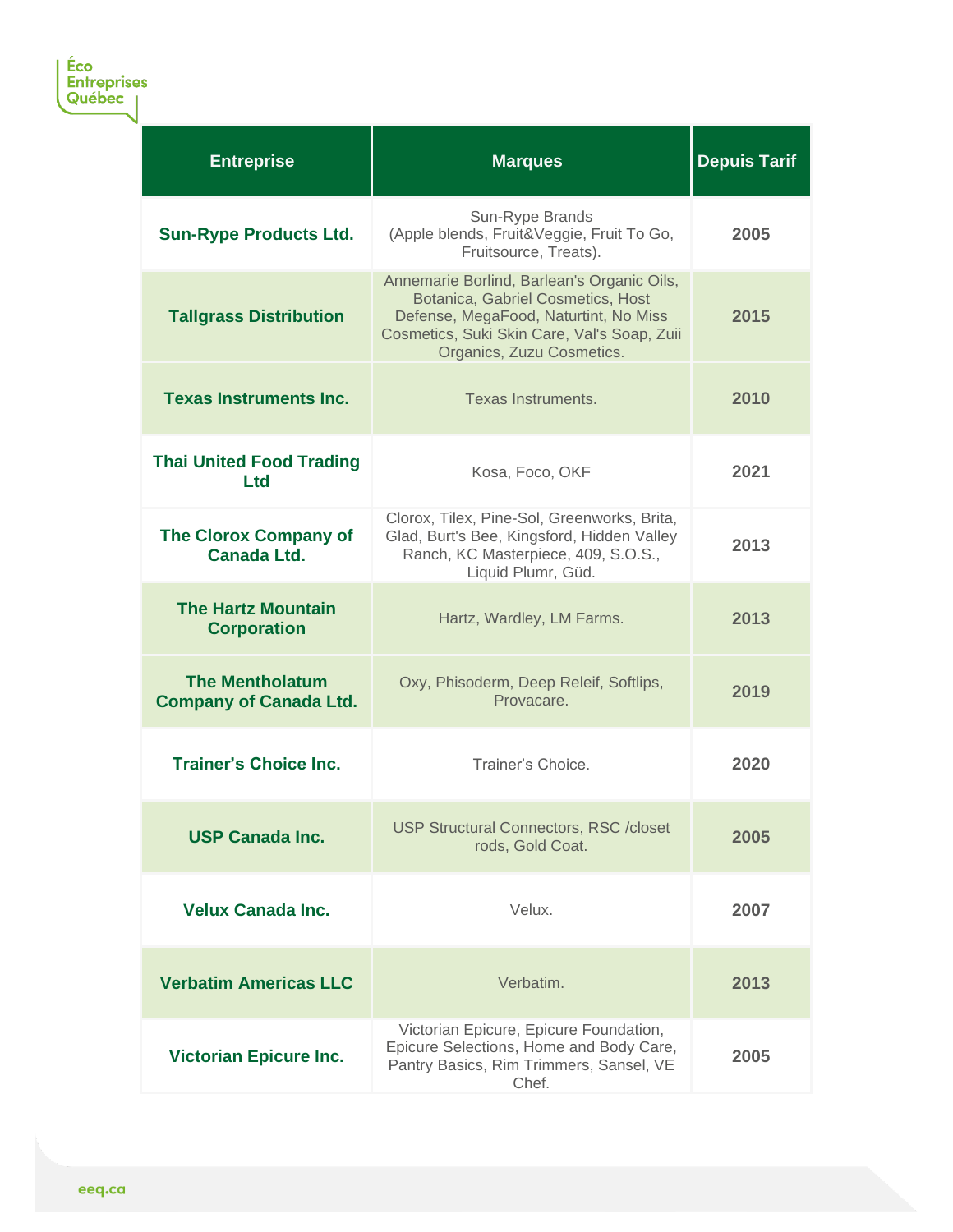| Entreprise | Marques | Depuis Tarif |
|---|---|---|
| **Sun-Rype Products Ltd.** | Sun-Rype Brands (Apple blends, Fruit&Veggie, Fruit To Go, Fruitsource, Treats). | **2005** |
| **Tallgrass Distribution** | Annemarie Borlind, Barlean's Organic Oils, Botanica, Gabriel Cosmetics, Host Defense, MegaFood, Naturtint, No Miss Cosmetics, Suki Skin Care, Val's Soap, Zuii Organics, Zuzu Cosmetics. | **2015** |
| **Texas Instruments Inc.** | Texas Instruments. | **2010** |
| **Thai United Food Trading Ltd** | Kosa, Foco, OKF | **2021** |
| **The Clorox Company of Canada Ltd.** | Clorox, Tilex, Pine-Sol, Greenworks, Brita, Glad, Burt's Bee, Kingsford, Hidden Valley Ranch, KC Masterpiece, 409, S.O.S., Liquid Plumr, Güd. | **2013** |
| **The Hartz Mountain Corporation** | Hartz, Wardley, LM Farms. | **2013** |
| **The Mentholatum Company of Canada Ltd.** | Oxy, Phisoderm, Deep Releif, Softlips, Provacare. | **2019** |
| **Trainer's Choice Inc.** | Trainer's Choice. | **2020** |
| **USP Canada Inc.** | USP Structural Connectors, RSC /closet rods, Gold Coat. | **2005** |
| **Velux Canada Inc.** | Velux. | **2007** |
| **Verbatim Americas LLC** | Verbatim. | **2013** |
| **Victorian Epicure Inc.** | Victorian Epicure, Epicure Foundation, Epicure Selections, Home and Body Care, Pantry Basics, Rim Trimmers, Sansel, VE Chef. | **2005** |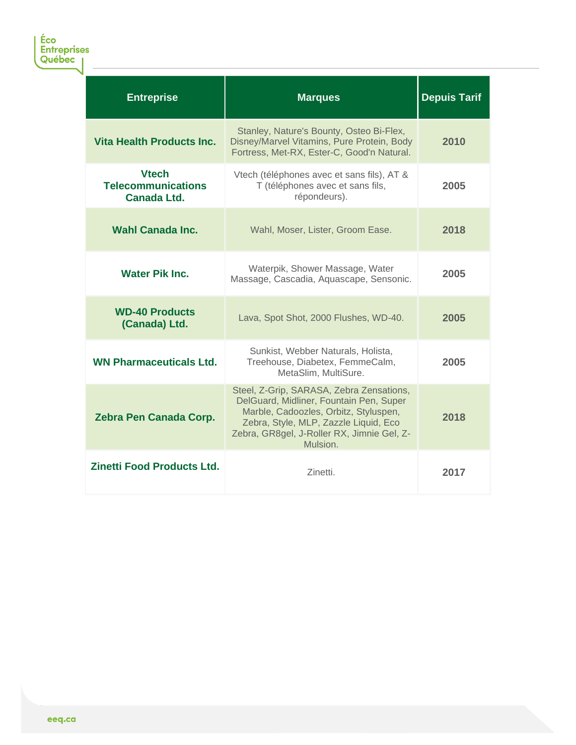| Entreprise | Marques | Depuis Tarif |
|---|---|---|
| **Vita Health Products Inc.** | Stanley, Nature's Bounty, Osteo Bi-Flex, Disney/Marvel Vitamins, Pure Protein, Body Fortress, Met-RX, Ester-C, Good'n Natural. | **2010** |
| **Vtech Telecommunications Canada Ltd.** | Vtech (téléphones avec et sans fils), AT & T (téléphones avec et sans fils, répondeurs). | **2005** |
| **Wahl Canada Inc.** | Wahl, Moser, Lister, Groom Ease. | **2018** |
| **Water Pik Inc.** | Waterpik, Shower Massage, Water Massage, Cascadia, Aquascape, Sensonic. | **2005** |
| **WD-40 Products (Canada) Ltd.** | Lava, Spot Shot, 2000 Flushes, WD-40. | **2005** |
| **WN Pharmaceuticals Ltd.** | Sunkist, Webber Naturals, Holista, Treehouse, Diabetex, FemmeCalm, MetaSlim, MultiSure. | **2005** |
| **Zebra Pen Canada Corp.** | Steel, Z-Grip, SARASA, Zebra Zensations, DelGuard, Midliner, Fountain Pen, Super Marble, Cadoozles, Orbitz, Styluspen, Zebra, Style, MLP, Zazzle Liquid, Eco Zebra, GR8gel, J-Roller RX, Jimnie Gel, Z-Mulsion. | **2018** |
| **Zinetti Food Products Ltd.** | Zinetti. | **2017** |